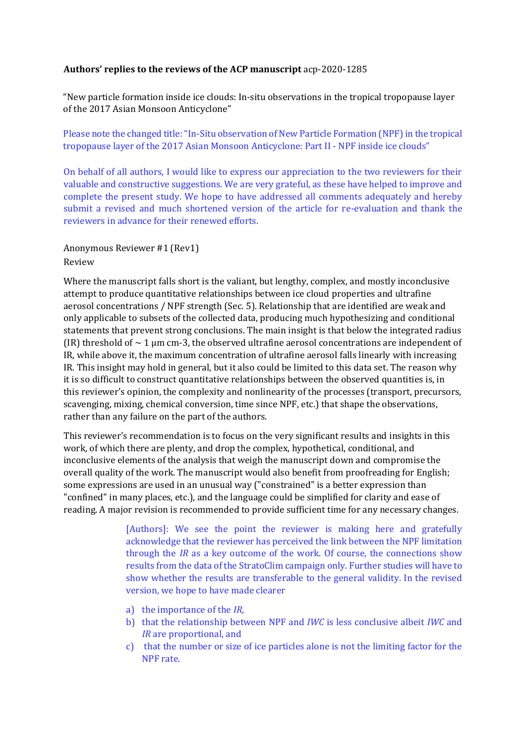**Authors' replies to the reviews of the ACP manuscript** acp-2020-1285

"New particle formation inside ice clouds: In-situ observations in the tropical tropopause layer of the 2017 Asian Monsoon Anticyclone"

Please note the changed title: "In-Situ observation of New Particle Formation (NPF) in the tropical tropopause layer of the 2017 Asian Monsoon Anticyclone: Part II - NPF inside ice clouds"

On behalf of all authors, I would like to express our appreciation to the two reviewers for their valuable and constructive suggestions. We are very grateful, as these have helped to improve and complete the present study. We hope to have addressed all comments adequately and hereby submit a revised and much shortened version of the article for re-evaluation and thank the reviewers in advance for their renewed efforts.

Anonymous Reviewer #1 (Rev1)

Review

Where the manuscript falls short is the valiant, but lengthy, complex, and mostly inconclusive attempt to produce quantitative relationships between ice cloud properties and ultrafine aerosol concentrations / NPF strength (Sec. 5). Relationship that are identified are weak and only applicable to subsets of the collected data, producing much hypothesizing and conditional statements that prevent strong conclusions. The main insight is that below the integrated radius (IR) threshold of ~ 1 μm cm-3, the observed ultrafine aerosol concentrations are independent of IR, while above it, the maximum concentration of ultrafine aerosol falls linearly with increasing IR. This insight may hold in general, but it also could be limited to this data set. The reason why it is so difficult to construct quantitative relationships between the observed quantities is, in this reviewer's opinion, the complexity and nonlinearity of the processes (transport, precursors, scavenging, mixing, chemical conversion, time since NPF, etc.) that shape the observations, rather than any failure on the part of the authors.

This reviewer's recommendation is to focus on the very significant results and insights in this work, of which there are plenty, and drop the complex, hypothetical, conditional, and inconclusive elements of the analysis that weigh the manuscript down and compromise the overall quality of the work. The manuscript would also benefit from proofreading for English; some expressions are used in an unusual way ("constrained" is a better expression than "confined" in many places, etc.), and the language could be simplified for clarity and ease of reading. A major revision is recommended to provide sufficient time for any necessary changes.

[Authors]: We see the point the reviewer is making here and gratefully acknowledge that the reviewer has perceived the link between the NPF limitation through the *IR* as a key outcome of the work. Of course, the connections show results from the data of the StratoClim campaign only. Further studies will have to show whether the results are transferable to the general validity. In the revised version, we hope to have made clearer

a) the importance of the *IR*,
b) that the relationship between NPF and *IWC* is less conclusive albeit *IWC* and *IR* are proportional, and
c) that the number or size of ice particles alone is not the limiting factor for the NPF rate.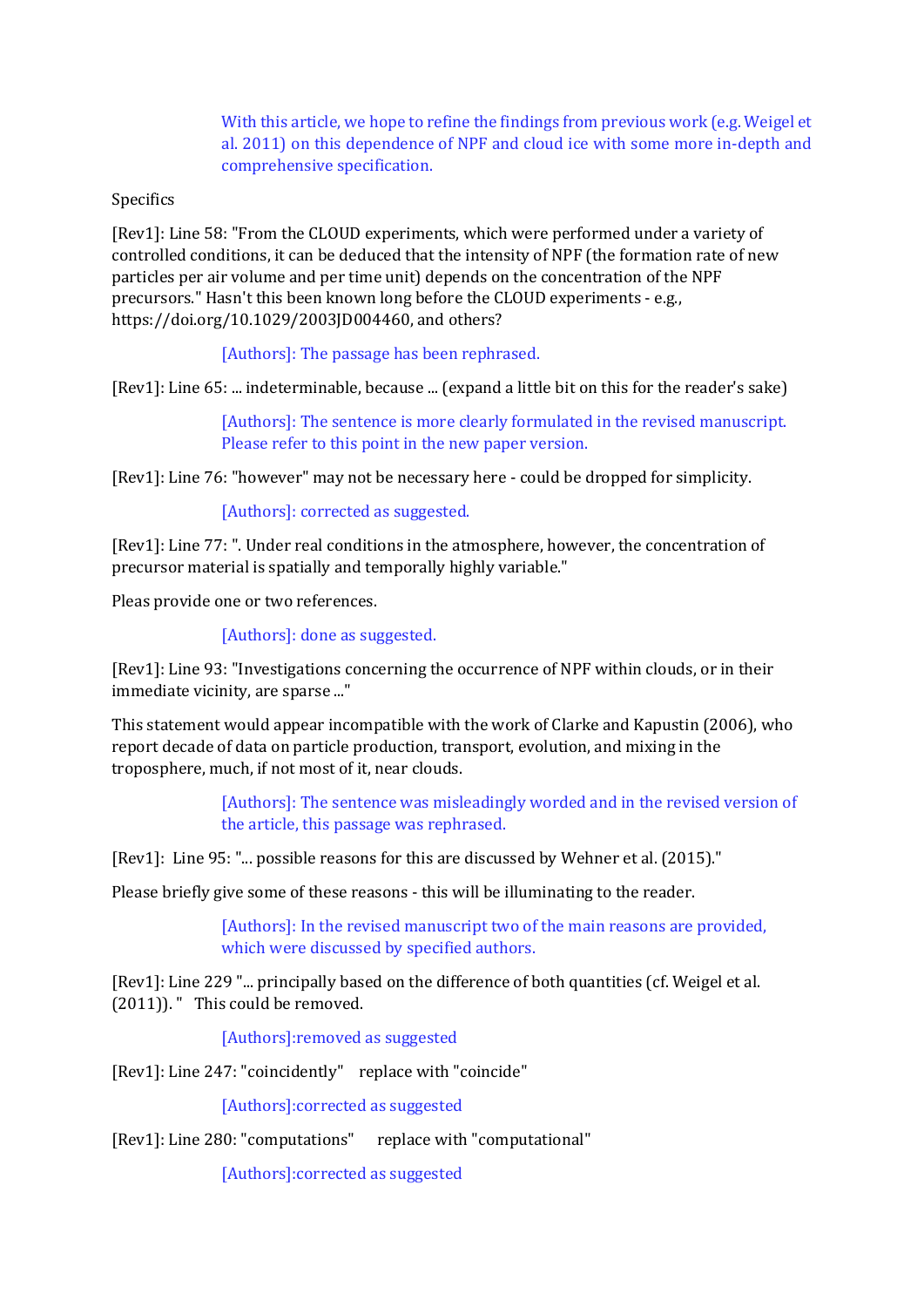With this article, we hope to refine the findings from previous work (e.g. Weigel et al. 2011) on this dependence of NPF and cloud ice with some more in-depth and comprehensive specification.

Specifics

[Rev1]: Line 58: "From the CLOUD experiments, which were performed under a variety of controlled conditions, it can be deduced that the intensity of NPF (the formation rate of new particles per air volume and per time unit) depends on the concentration of the NPF precursors." Hasn't this been known long before the CLOUD experiments - e.g., https://doi.org/10.1029/2003JD004460, and others?

[Authors]: The passage has been rephrased.

[Rev1]: Line 65: ... indeterminable, because ... (expand a little bit on this for the reader's sake)

[Authors]: The sentence is more clearly formulated in the revised manuscript. Please refer to this point in the new paper version.

[Rev1]: Line 76: "however" may not be necessary here - could be dropped for simplicity.

[Authors]: corrected as suggested.

[Rev1]: Line 77: ". Under real conditions in the atmosphere, however, the concentration of precursor material is spatially and temporally highly variable."

Pleas provide one or two references.

[Authors]: done as suggested.

[Rev1]: Line 93: "Investigations concerning the occurrence of NPF within clouds, or in their immediate vicinity, are sparse ..."

This statement would appear incompatible with the work of Clarke and Kapustin (2006), who report decade of data on particle production, transport, evolution, and mixing in the troposphere, much, if not most of it, near clouds.

[Authors]: The sentence was misleadingly worded and in the revised version of the article, this passage was rephrased.

[Rev1]: Line 95: "... possible reasons for this are discussed by Wehner et al. (2015)."

Please briefly give some of these reasons - this will be illuminating to the reader.

[Authors]: In the revised manuscript two of the main reasons are provided, which were discussed by specified authors.

[Rev1]: Line 229 "... principally based on the difference of both quantities (cf. Weigel et al. (2011)). " This could be removed.

[Authors]:removed as suggested

[Rev1]: Line 247: "coincidently" replace with "coincide"

[Authors]:corrected as suggested

[Rev1]: Line 280: "computations" replace with "computational"

[Authors]:corrected as suggested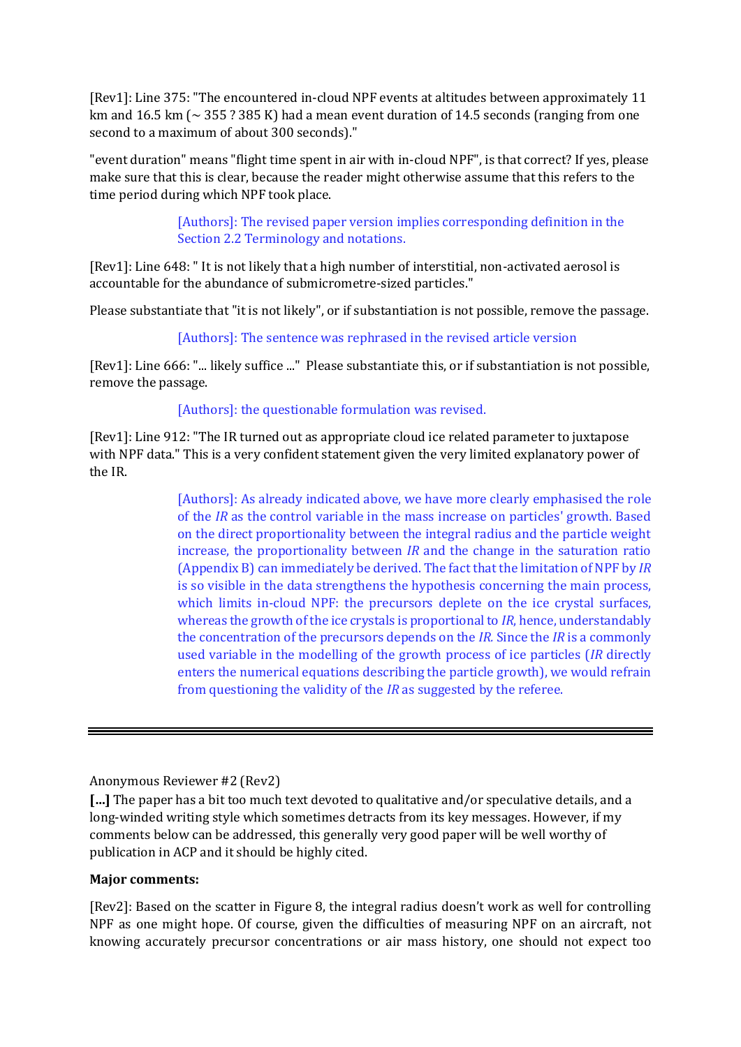[Rev1]: Line 375: "The encountered in-cloud NPF events at altitudes between approximately 11 km and 16.5 km (~ 355 ? 385 K) had a mean event duration of 14.5 seconds (ranging from one second to a maximum of about 300 seconds)."

"event duration" means "flight time spent in air with in-cloud NPF", is that correct? If yes, please make sure that this is clear, because the reader might otherwise assume that this refers to the time period during which NPF took place.

> [Authors]: The revised paper version implies corresponding definition in the Section 2.2 Terminology and notations.

[Rev1]: Line 648: " It is not likely that a high number of interstitial, non-activated aerosol is accountable for the abundance of submicrometre-sized particles."

Please substantiate that "it is not likely", or if substantiation is not possible, remove the passage.

> [Authors]: The sentence was rephrased in the revised article version

[Rev1]: Line 666: "... likely suffice ..." Please substantiate this, or if substantiation is not possible, remove the passage.

> [Authors]: the questionable formulation was revised.

[Rev1]: Line 912: "The IR turned out as appropriate cloud ice related parameter to juxtapose with NPF data." This is a very confident statement given the very limited explanatory power of the IR.

> [Authors]: As already indicated above, we have more clearly emphasised the role of the *IR* as the control variable in the mass increase on particles' growth. Based on the direct proportionality between the integral radius and the particle weight increase, the proportionality between *IR* and the change in the saturation ratio (Appendix B) can immediately be derived. The fact that the limitation of NPF by *IR* is so visible in the data strengthens the hypothesis concerning the main process, which limits in-cloud NPF: the precursors deplete on the ice crystal surfaces, whereas the growth of the ice crystals is proportional to *IR*, hence, understandably the concentration of the precursors depends on the *IR*. Since the *IR* is a commonly used variable in the modelling of the growth process of ice particles (*IR* directly enters the numerical equations describing the particle growth), we would refrain from questioning the validity of the *IR* as suggested by the referee.

---

Anonymous Reviewer #2 (Rev2)

**[...]** The paper has a bit too much text devoted to qualitative and/or speculative details, and a long-winded writing style which sometimes detracts from its key messages. However, if my comments below can be addressed, this generally very good paper will be well worthy of publication in ACP and it should be highly cited.

**Major comments:**

[Rev2]: Based on the scatter in Figure 8, the integral radius doesn't work as well for controlling NPF as one might hope. Of course, given the difficulties of measuring NPF on an aircraft, not knowing accurately precursor concentrations or air mass history, one should not expect too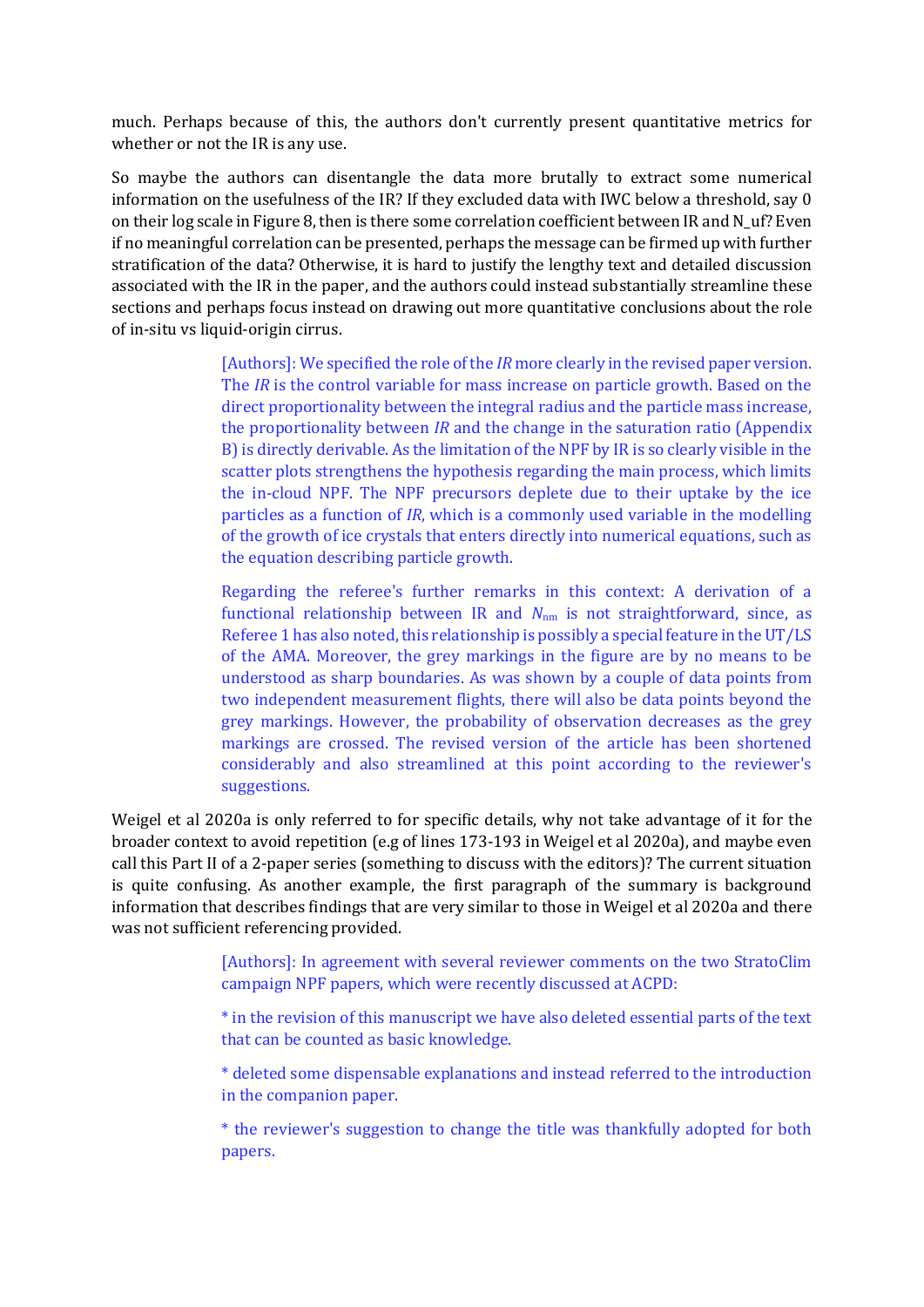much. Perhaps because of this, the authors don't currently present quantitative metrics for whether or not the IR is any use.

So maybe the authors can disentangle the data more brutally to extract some numerical information on the usefulness of the IR? If they excluded data with IWC below a threshold, say 0 on their log scale in Figure 8, then is there some correlation coefficient between IR and N_uf? Even if no meaningful correlation can be presented, perhaps the message can be firmed up with further stratification of the data? Otherwise, it is hard to justify the lengthy text and detailed discussion associated with the IR in the paper, and the authors could instead substantially streamline these sections and perhaps focus instead on drawing out more quantitative conclusions about the role of in-situ vs liquid-origin cirrus.

> [Authors]: We specified the role of the *IR* more clearly in the revised paper version. The *IR* is the control variable for mass increase on particle growth. Based on the direct proportionality between the integral radius and the particle mass increase, the proportionality between *IR* and the change in the saturation ratio (Appendix B) is directly derivable. As the limitation of the NPF by IR is so clearly visible in the scatter plots strengthens the hypothesis regarding the main process, which limits the in-cloud NPF. The NPF precursors deplete due to their uptake by the ice particles as a function of *IR*, which is a commonly used variable in the modelling of the growth of ice crystals that enters directly into numerical equations, such as the equation describing particle growth.
>
> Regarding the referee's further remarks in this context: A derivation of a functional relationship between IR and $N_{nm}$ is not straightforward, since, as Referee 1 has also noted, this relationship is possibly a special feature in the UT/LS of the AMA. Moreover, the grey markings in the figure are by no means to be understood as sharp boundaries. As was shown by a couple of data points from two independent measurement flights, there will also be data points beyond the grey markings. However, the probability of observation decreases as the grey markings are crossed. The revised version of the article has been shortened considerably and also streamlined at this point according to the reviewer's suggestions.

Weigel et al 2020a is only referred to for specific details, why not take advantage of it for the broader context to avoid repetition (e.g of lines 173-193 in Weigel et al 2020a), and maybe even call this Part II of a 2-paper series (something to discuss with the editors)? The current situation is quite confusing. As another example, the first paragraph of the summary is background information that describes findings that are very similar to those in Weigel et al 2020a and there was not sufficient referencing provided.

> [Authors]: In agreement with several reviewer comments on the two StratoClim campaign NPF papers, which were recently discussed at ACPD:
>
> * in the revision of this manuscript we have also deleted essential parts of the text that can be counted as basic knowledge.
>
> * deleted some dispensable explanations and instead referred to the introduction in the companion paper.
>
> * the reviewer's suggestion to change the title was thankfully adopted for both papers.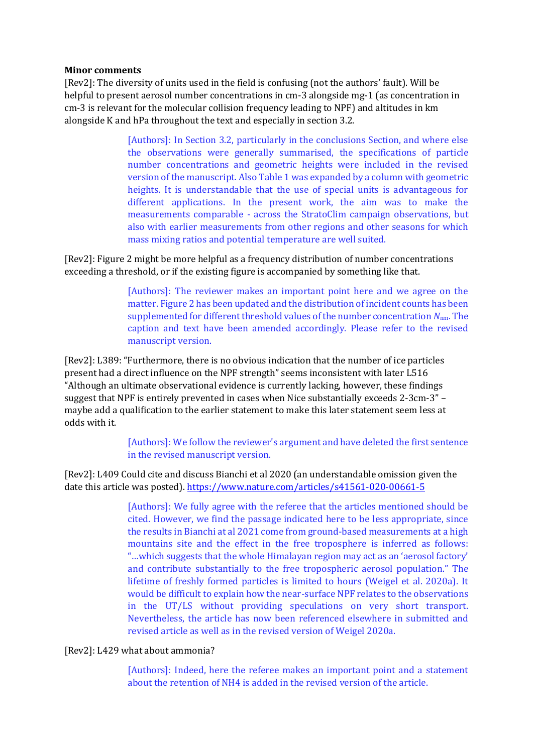**Minor comments**

[Rev2]: The diversity of units used in the field is confusing (not the authors' fault). Will be helpful to present aerosol number concentrations in cm-3 alongside mg-1 (as concentration in cm-3 is relevant for the molecular collision frequency leading to NPF) and altitudes in km alongside K and hPa throughout the text and especially in section 3.2.

> [Authors]: In Section 3.2, particularly in the conclusions Section, and where else the observations were generally summarised, the specifications of particle number concentrations and geometric heights were included in the revised version of the manuscript. Also Table 1 was expanded by a column with geometric heights. It is understandable that the use of special units is advantageous for different applications. In the present work, the aim was to make the measurements comparable - across the StratoClim campaign observations, but also with earlier measurements from other regions and other seasons for which mass mixing ratios and potential temperature are well suited.

[Rev2]: Figure 2 might be more helpful as a frequency distribution of number concentrations exceeding a threshold, or if the existing figure is accompanied by something like that.

> [Authors]: The reviewer makes an important point here and we agree on the matter. Figure 2 has been updated and the distribution of incident counts has been supplemented for different threshold values of the number concentration $N_{nm}$. The caption and text have been amended accordingly. Please refer to the revised manuscript version.

[Rev2]: L389: "Furthermore, there is no obvious indication that the number of ice particles present had a direct influence on the NPF strength" seems inconsistent with later L516 "Although an ultimate observational evidence is currently lacking, however, these findings suggest that NPF is entirely prevented in cases when Nice substantially exceeds 2-3cm-3" – maybe add a qualification to the earlier statement to make this later statement seem less at odds with it.

> [Authors]: We follow the reviewer's argument and have deleted the first sentence in the revised manuscript version.

[Rev2]: L409 Could cite and discuss Bianchi et al 2020 (an understandable omission given the date this article was posted). https://www.nature.com/articles/s41561-020-00661-5

> [Authors]: We fully agree with the referee that the articles mentioned should be cited. However, we find the passage indicated here to be less appropriate, since the results in Bianchi at al 2021 come from ground-based measurements at a high mountains site and the effect in the free troposphere is inferred as follows: "...which suggests that the whole Himalayan region may act as an 'aerosol factory' and contribute substantially to the free tropospheric aerosol population." The lifetime of freshly formed particles is limited to hours (Weigel et al. 2020a). It would be difficult to explain how the near-surface NPF relates to the observations in the UT/LS without providing speculations on very short transport. Nevertheless, the article has now been referenced elsewhere in submitted and revised article as well as in the revised version of Weigel 2020a.

[Rev2]: L429 what about ammonia?

> [Authors]: Indeed, here the referee makes an important point and a statement about the retention of $NH_4$ is added in the revised version of the article.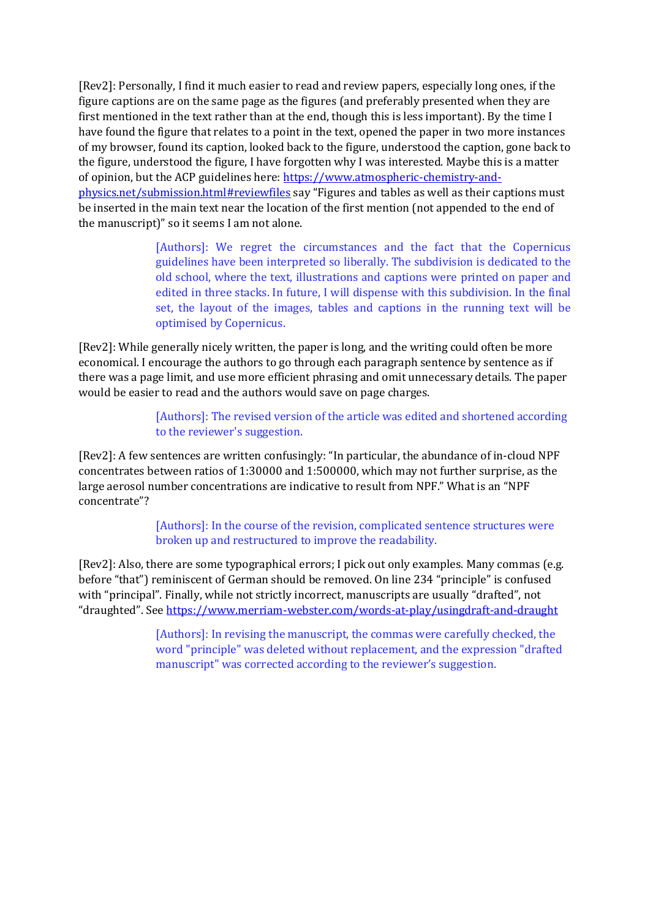[Rev2]: Personally, I find it much easier to read and review papers, especially long ones, if the figure captions are on the same page as the figures (and preferably presented when they are first mentioned in the text rather than at the end, though this is less important). By the time I have found the figure that relates to a point in the text, opened the paper in two more instances of my browser, found its caption, looked back to the figure, understood the caption, gone back to the figure, understood the figure, I have forgotten why I was interested. Maybe this is a matter of opinion, but the ACP guidelines here: https://www.atmospheric-chemistry-and-physics.net/submission.html#reviewfiles say "Figures and tables as well as their captions must be inserted in the main text near the location of the first mention (not appended to the end of the manuscript)" so it seems I am not alone.

> [Authors]: We regret the circumstances and the fact that the Copernicus guidelines have been interpreted so liberally. The subdivision is dedicated to the old school, where the text, illustrations and captions were printed on paper and edited in three stacks. In future, I will dispense with this subdivision. In the final set, the layout of the images, tables and captions in the running text will be optimised by Copernicus.

[Rev2]: While generally nicely written, the paper is long, and the writing could often be more economical. I encourage the authors to go through each paragraph sentence by sentence as if there was a page limit, and use more efficient phrasing and omit unnecessary details. The paper would be easier to read and the authors would save on page charges.

> [Authors]: The revised version of the article was edited and shortened according to the reviewer's suggestion.

[Rev2]: A few sentences are written confusingly: "In particular, the abundance of in-cloud NPF concentrates between ratios of 1:30000 and 1:500000, which may not further surprise, as the large aerosol number concentrations are indicative to result from NPF." What is an "NPF concentrate"?

> [Authors]: In the course of the revision, complicated sentence structures were broken up and restructured to improve the readability.

[Rev2]: Also, there are some typographical errors; I pick out only examples. Many commas (e.g. before "that") reminiscent of German should be removed. On line 234 "principle" is confused with "principal". Finally, while not strictly incorrect, manuscripts are usually "drafted", not "draughted". See https://www.merriam-webster.com/words-at-play/usingdraft-and-draught

> [Authors]: In revising the manuscript, the commas were carefully checked, the word "principle" was deleted without replacement, and the expression "drafted manuscript" was corrected according to the reviewer's suggestion.